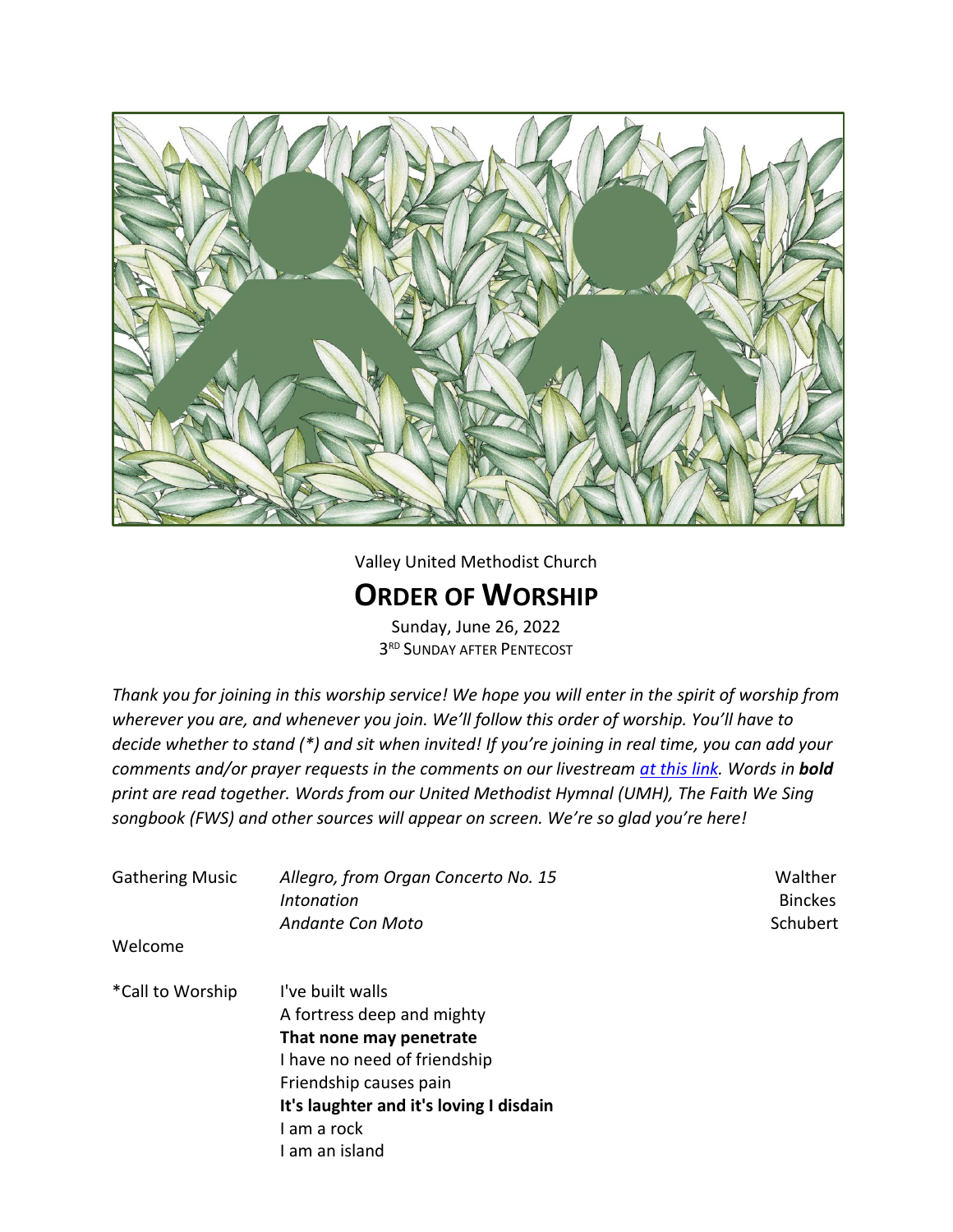Valley United Methodist Church

# ORDER OF WORSHIP

Sunday, June 26, 2022
3RD SUNDAY AFTER PENTECOST

*Thank you for joining in this worship service! We hope you will enter in the spirit of worship from wherever you are, and whenever you join. We'll follow this order of worship. You'll have to decide whether to stand (*) and sit when invited! If you're joining in real time, you can add your comments and/or prayer requests in the comments on our livestream [at this link](). Words in **bold** print are read together. Words from our United Methodist Hymnal (UMH), The Faith We Sing songbook (FWS) and other sources will appear on screen. We're so glad you're here!*

| | | |
|---|---|---|
| Gathering Music | *Allegro, from Organ Concerto No. 15* | Walther |
| | *Intonation* | Binckes |
| | *Andante Con Moto* | Schubert |

Welcome

*Call to Worship

I've built walls
A fortress deep and mighty
**That none may penetrate**
I have no need of friendship
Friendship causes pain
**It's laughter and it's loving I disdain**
I am a rock
I am an island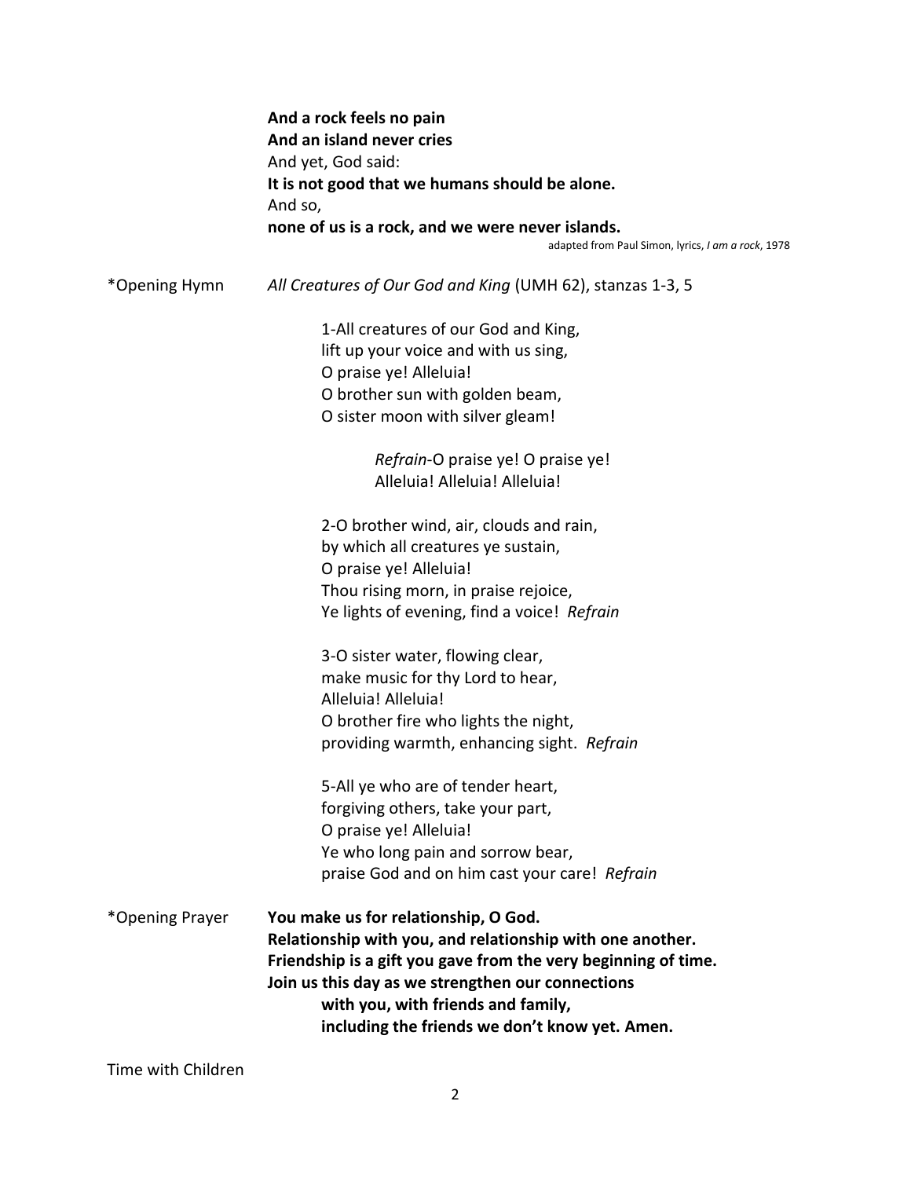**And a rock feels no pain**
**And an island never cries**
And yet, God said:
**It is not good that we humans should be alone.**
And so,
**none of us is a rock, and we were never islands.**

adapted from Paul Simon, lyrics, *I am a rock*, 1978

*Opening Hymn *All Creatures of Our God and King* (UMH 62), stanzas 1-3, 5

1-All creatures of our God and King,
lift up your voice and with us sing,
O praise ye! Alleluia!
O brother sun with golden beam,
O sister moon with silver gleam!

*Refrain*-O praise ye! O praise ye!
Alleluia! Alleluia! Alleluia!

2-O brother wind, air, clouds and rain,
by which all creatures ye sustain,
O praise ye! Alleluia!
Thou rising morn, in praise rejoice,
Ye lights of evening, find a voice! *Refrain*

3-O sister water, flowing clear,
make music for thy Lord to hear,
Alleluia! Alleluia!
O brother fire who lights the night,
providing warmth, enhancing sight. *Refrain*

5-All ye who are of tender heart,
forgiving others, take your part,
O praise ye! Alleluia!
Ye who long pain and sorrow bear,
praise God and on him cast your care! *Refrain*

*Opening Prayer **You make us for relationship, O God.**
**Relationship with you, and relationship with one another.**
**Friendship is a gift you gave from the very beginning of time.**
**Join us this day as we strengthen our connections**
**with you, with friends and family,**
**including the friends we don't know yet. Amen.**

Time with Children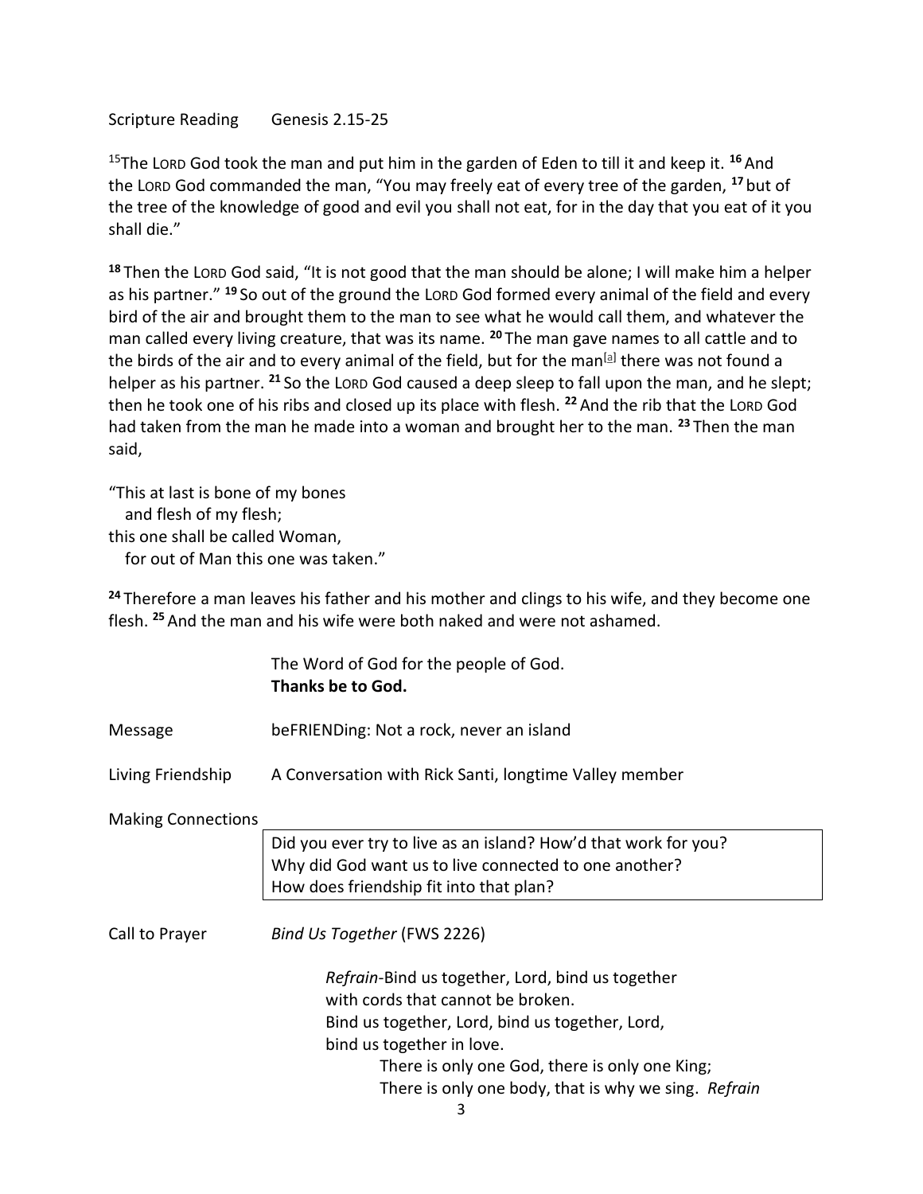Scripture Reading    Genesis 2.15-25

15The LORD God took the man and put him in the garden of Eden to till it and keep it. **16** And the LORD God commanded the man, "You may freely eat of every tree of the garden, **17** but of the tree of the knowledge of good and evil you shall not eat, for in the day that you eat of it you shall die."

**18** Then the LORD God said, "It is not good that the man should be alone; I will make him a helper as his partner." **19** So out of the ground the LORD God formed every animal of the field and every bird of the air and brought them to the man to see what he would call them, and whatever the man called every living creature, that was its name. **20** The man gave names to all cattle and to the birds of the air and to every animal of the field, but for the man[a] there was not found a helper as his partner. **21** So the LORD God caused a deep sleep to fall upon the man, and he slept; then he took one of his ribs and closed up its place with flesh. **22** And the rib that the LORD God had taken from the man he made into a woman and brought her to the man. **23** Then the man said,

"This at last is bone of my bones
   and flesh of my flesh;
this one shall be called Woman,
   for out of Man this one was taken."

**24** Therefore a man leaves his father and his mother and clings to his wife, and they become one flesh. **25** And the man and his wife were both naked and were not ashamed.

The Word of God for the people of God.
**Thanks be to God.**

Message    beFRIENDing: Not a rock, never an island

Living Friendship    A Conversation with Rick Santi, longtime Valley member

Making Connections

> Did you ever try to live as an island? How'd that work for you?
> Why did God want us to live connected to one another?
> How does friendship fit into that plan?

Call to Prayer    *Bind Us Together* (FWS 2226)

*Refrain*-Bind us together, Lord, bind us together
with cords that cannot be broken.
Bind us together, Lord, bind us together, Lord,
bind us together in love.

There is only one God, there is only one King;
There is only one body, that is why we sing. *Refrain*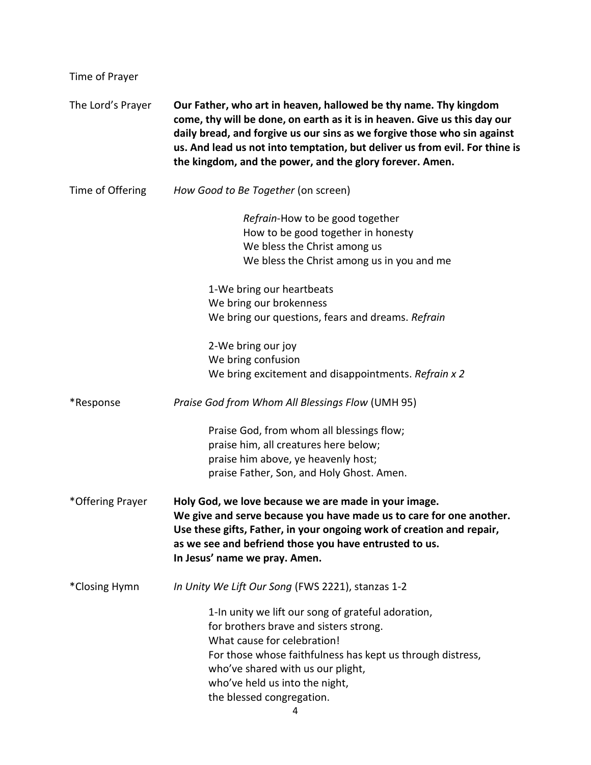Time of Prayer

The Lord's Prayer **Our Father, who art in heaven, hallowed be thy name. Thy kingdom come, thy will be done, on earth as it is in heaven. Give us this day our daily bread, and forgive us our sins as we forgive those who sin against us. And lead us not into temptation, but deliver us from evil. For thine is the kingdom, and the power, and the glory forever. Amen.**

Time of Offering *How Good to Be Together* (on screen)

> *Refrain*-How to be good together
> How to be good together in honesty
> We bless the Christ among us
> We bless the Christ among us in you and me

1-We bring our heartbeats
We bring our brokenness
We bring our questions, fears and dreams. *Refrain*

2-We bring our joy
We bring confusion
We bring excitement and disappointments. *Refrain x 2*

*Response *Praise God from Whom All Blessings Flow* (UMH 95)

Praise God, from whom all blessings flow;
praise him, all creatures here below;
praise him above, ye heavenly host;
praise Father, Son, and Holy Ghost. Amen.

*Offering Prayer **Holy God, we love because we are made in your image.
We give and serve because you have made us to care for one another.
Use these gifts, Father, in your ongoing work of creation and repair,
as we see and befriend those you have entrusted to us.
In Jesus' name we pray. Amen.**

*Closing Hymn *In Unity We Lift Our Song* (FWS 2221), stanzas 1-2

1-In unity we lift our song of grateful adoration,
for brothers brave and sisters strong.
What cause for celebration!
For those whose faithfulness has kept us through distress,
who've shared with us our plight,
who've held us into the night,
the blessed congregation.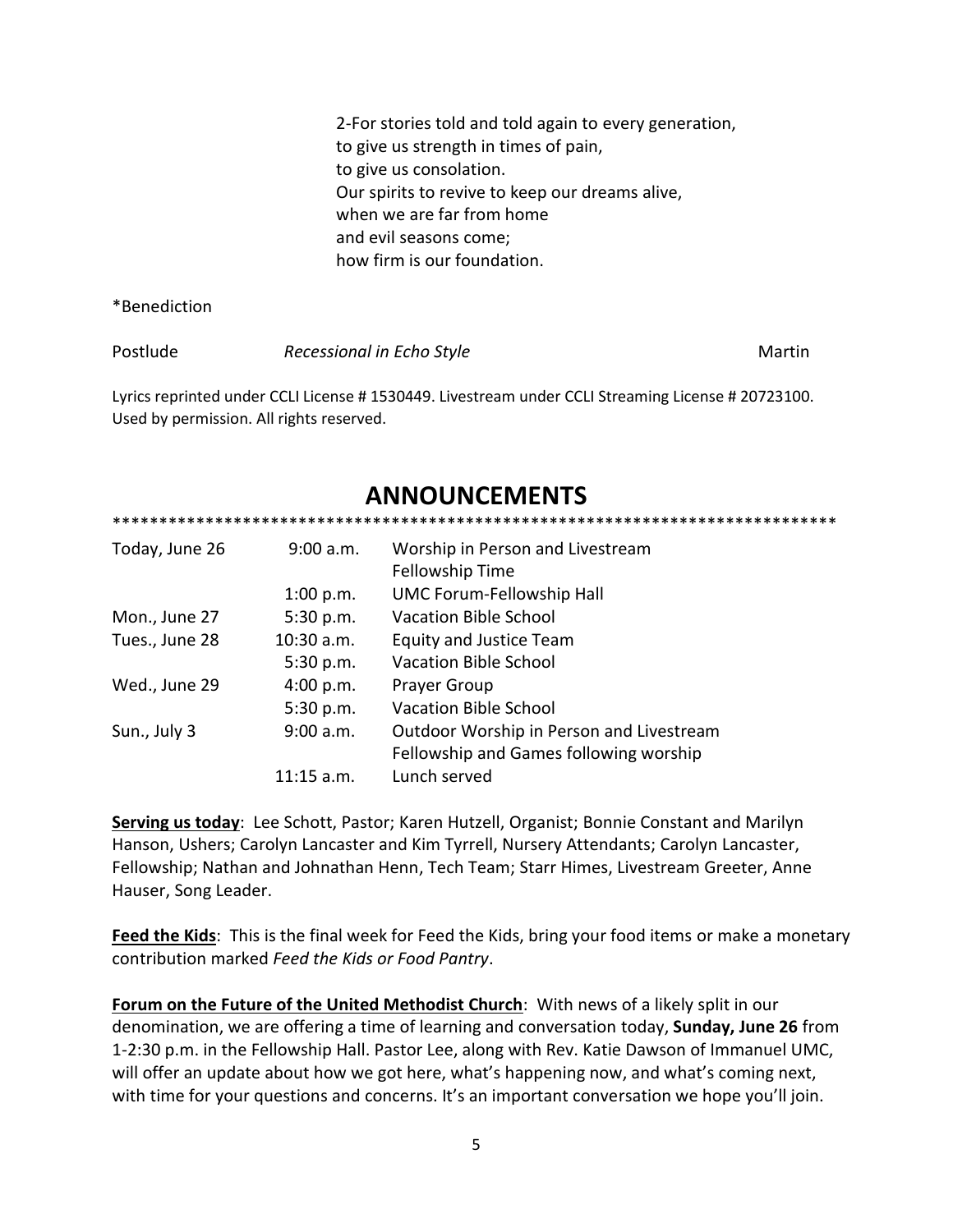2-For stories told and told again to every generation,
to give us strength in times of pain,
to give us consolation.
Our spirits to revive to keep our dreams alive,
when we are far from home
and evil seasons come;
how firm is our foundation.

*Benediction

Postlude *Recessional in Echo Style* Martin

Lyrics reprinted under CCLI License # 1530449. Livestream under CCLI Streaming License # 20723100. Used by permission. All rights reserved.

# ANNOUNCEMENTS

*******************************************************************************

| | | |
|---|---|---|
| Today, June 26 | 9:00 a.m. | Worship in Person and Livestream |
| | | Fellowship Time |
| | 1:00 p.m. | UMC Forum-Fellowship Hall |
| Mon., June 27 | 5:30 p.m. | Vacation Bible School |
| Tues., June 28 | 10:30 a.m. | Equity and Justice Team |
| | 5:30 p.m. | Vacation Bible School |
| Wed., June 29 | 4:00 p.m. | Prayer Group |
| | 5:30 p.m. | Vacation Bible School |
| Sun., July 3 | 9:00 a.m. | Outdoor Worship in Person and Livestream |
| | | Fellowship and Games following worship |
| | 11:15 a.m. | Lunch served |

**Serving us today**: Lee Schott, Pastor; Karen Hutzell, Organist; Bonnie Constant and Marilyn Hanson, Ushers; Carolyn Lancaster and Kim Tyrrell, Nursery Attendants; Carolyn Lancaster, Fellowship; Nathan and Johnathan Henn, Tech Team; Starr Himes, Livestream Greeter, Anne Hauser, Song Leader.

**Feed the Kids**: This is the final week for Feed the Kids, bring your food items or make a monetary contribution marked *Feed the Kids or Food Pantry*.

**Forum on the Future of the United Methodist Church**: With news of a likely split in our denomination, we are offering a time of learning and conversation today, **Sunday, June 26** from 1-2:30 p.m. in the Fellowship Hall. Pastor Lee, along with Rev. Katie Dawson of Immanuel UMC, will offer an update about how we got here, what's happening now, and what's coming next, with time for your questions and concerns. It's an important conversation we hope you'll join.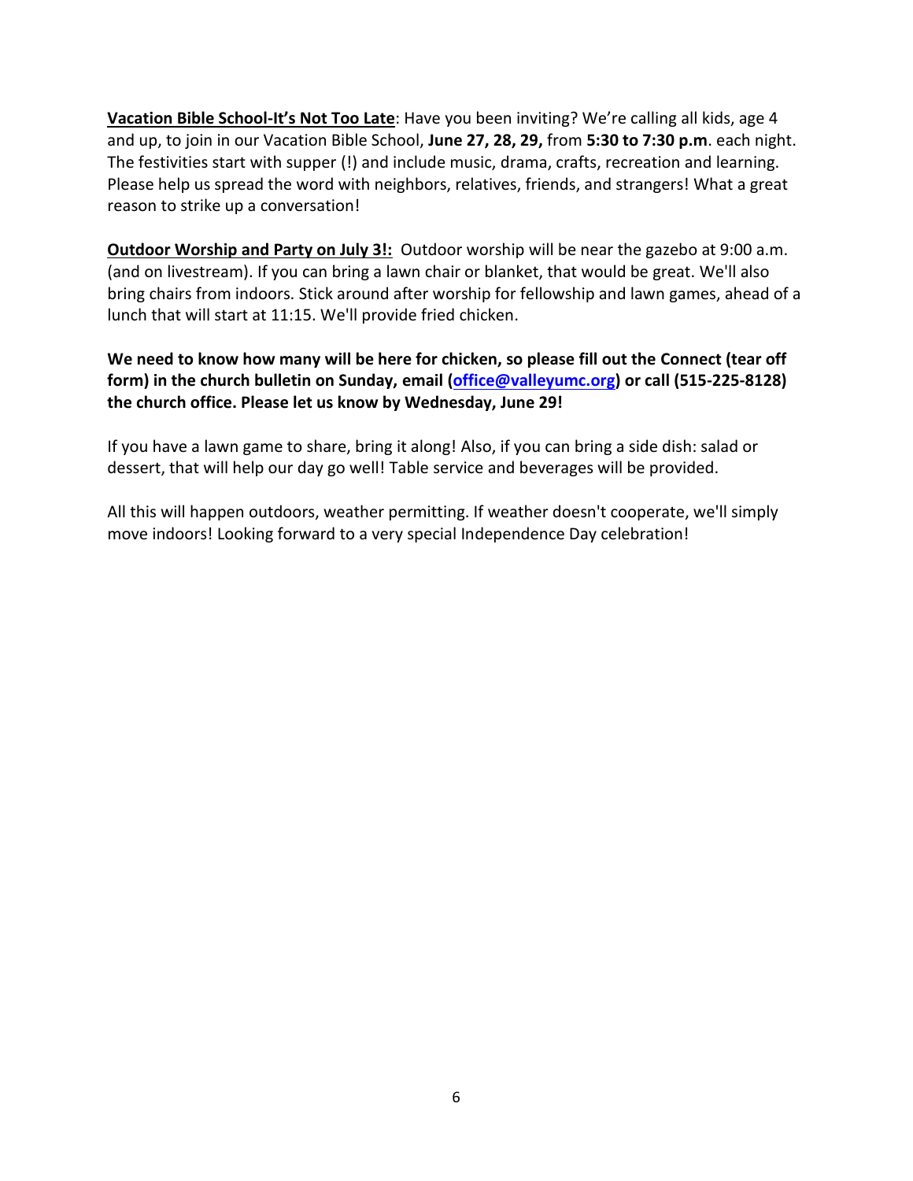**Vacation Bible School-It's Not Too Late**: Have you been inviting? We're calling all kids, age 4 and up, to join in our Vacation Bible School, **June 27, 28, 29,** from **5:30 to 7:30 p.m**. each night. The festivities start with supper (!) and include music, drama, crafts, recreation and learning. Please help us spread the word with neighbors, relatives, friends, and strangers! What a great reason to strike up a conversation!

**Outdoor Worship and Party on July 3!:** Outdoor worship will be near the gazebo at 9:00 a.m. (and on livestream). If you can bring a lawn chair or blanket, that would be great. We'll also bring chairs from indoors. Stick around after worship for fellowship and lawn games, ahead of a lunch that will start at 11:15. We'll provide fried chicken.

**We need to know how many will be here for chicken, so please fill out the Connect (tear off form) in the church bulletin on Sunday, email (office@valleyumc.org) or call (515-225-8128) the church office. Please let us know by Wednesday, June 29!**

If you have a lawn game to share, bring it along! Also, if you can bring a side dish: salad or dessert, that will help our day go well! Table service and beverages will be provided.

All this will happen outdoors, weather permitting. If weather doesn't cooperate, we'll simply move indoors! Looking forward to a very special Independence Day celebration!